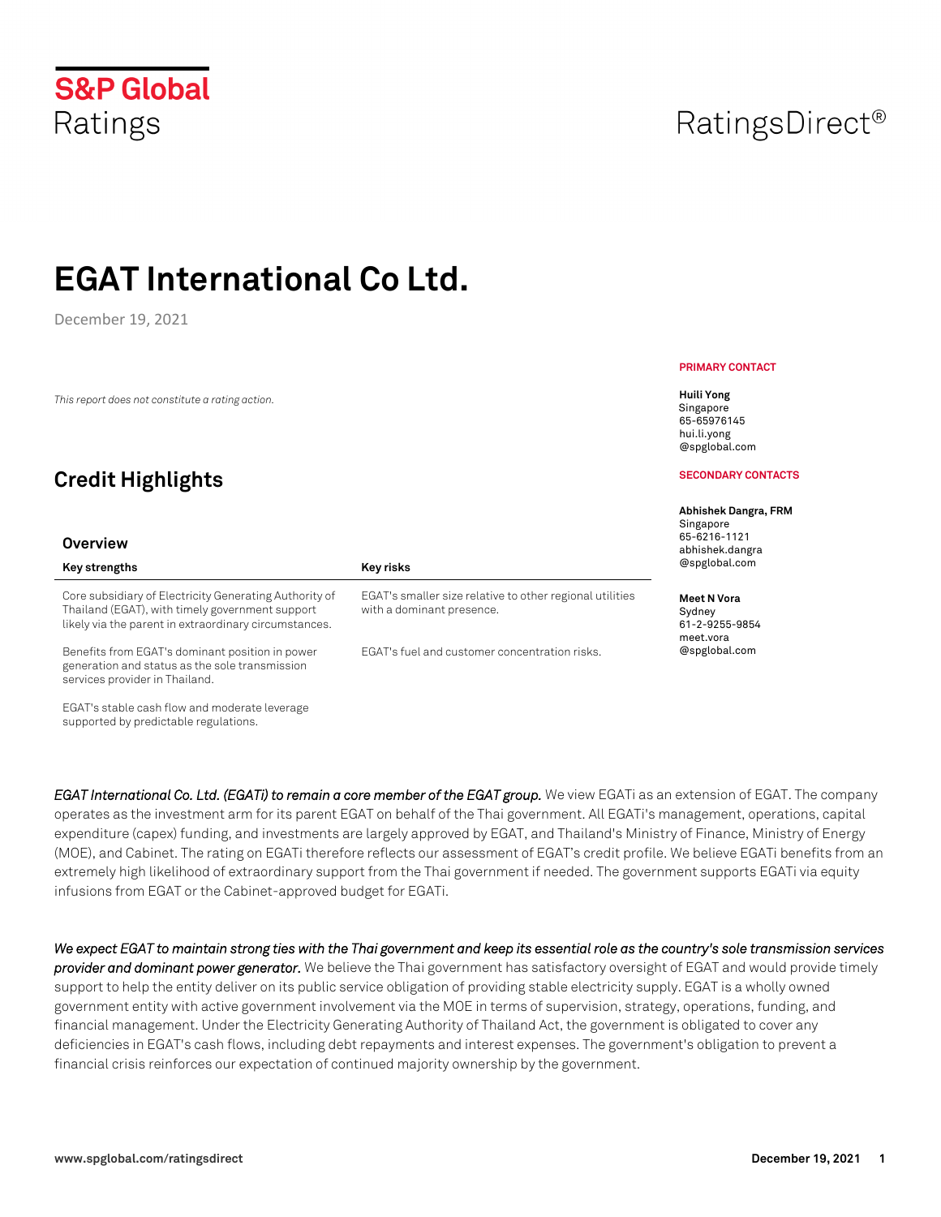S&P Global Ratings

RatingsDirect®

# EGAT International Co Ltd.

December 19, 2021

*This report does not constitute a rating action.*

**PRIMARY CONTACT**

**Huili Yong**
Singapore
65-65976145
hui.li.yong
@spglobal.com

**SECONDARY CONTACTS**

**Abhishek Dangra, FRM**
Singapore
65-6216-1121
abhishek.dangra
@spglobal.com

**Meet N Vora**
Sydney
61-2-9255-9854
meet.vora
@spglobal.com

## Credit Highlights

### Overview

| Key strengths | Key risks |
|---|---|
| Core subsidiary of Electricity Generating Authority of Thailand (EGAT), with timely government support likely via the parent in extraordinary circumstances. | EGAT's smaller size relative to other regional utilities with a dominant presence. |
| Benefits from EGAT's dominant position in power generation and status as the sole transmission services provider in Thailand. | EGAT's fuel and customer concentration risks. |
| EGAT's stable cash flow and moderate leverage supported by predictable regulations. | |

*EGAT International Co. Ltd. (EGATi) to remain a core member of the EGAT group.* We view EGATi as an extension of EGAT. The company operates as the investment arm for its parent EGAT on behalf of the Thai government. All EGATi's management, operations, capital expenditure (capex) funding, and investments are largely approved by EGAT, and Thailand's Ministry of Finance, Ministry of Energy (MOE), and Cabinet. The rating on EGATi therefore reflects our assessment of EGAT's credit profile. We believe EGATi benefits from an extremely high likelihood of extraordinary support from the Thai government if needed. The government supports EGATi via equity infusions from EGAT or the Cabinet-approved budget for EGATi.

*We expect EGAT to maintain strong ties with the Thai government and keep its essential role as the country's sole transmission services provider and dominant power generator.* We believe the Thai government has satisfactory oversight of EGAT and would provide timely support to help the entity deliver on its public service obligation of providing stable electricity supply. EGAT is a wholly owned government entity with active government involvement via the MOE in terms of supervision, strategy, operations, funding, and financial management. Under the Electricity Generating Authority of Thailand Act, the government is obligated to cover any deficiencies in EGAT's cash flows, including debt repayments and interest expenses. The government's obligation to prevent a financial crisis reinforces our expectation of continued majority ownership by the government.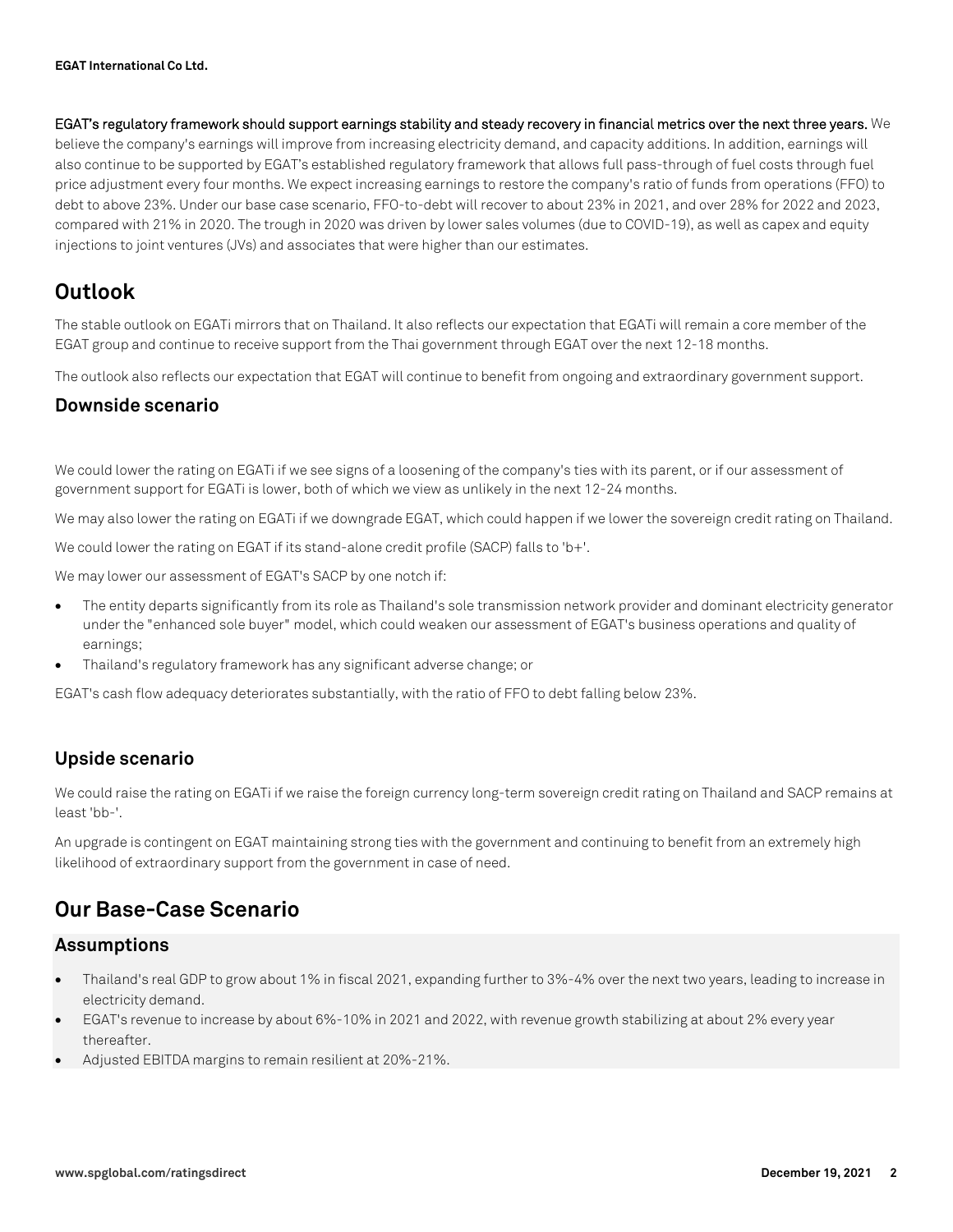**EGAT's regulatory framework should support earnings stability and steady recovery in financial metrics over the next three years.** We believe the company's earnings will improve from increasing electricity demand, and capacity additions. In addition, earnings will also continue to be supported by EGAT's established regulatory framework that allows full pass-through of fuel costs through fuel price adjustment every four months. We expect increasing earnings to restore the company's ratio of funds from operations (FFO) to debt to above 23%. Under our base case scenario, FFO-to-debt will recover to about 23% in 2021, and over 28% for 2022 and 2023, compared with 21% in 2020. The trough in 2020 was driven by lower sales volumes (due to COVID-19), as well as capex and equity injections to joint ventures (JVs) and associates that were higher than our estimates.

## Outlook

The stable outlook on EGATi mirrors that on Thailand. It also reflects our expectation that EGATi will remain a core member of the EGAT group and continue to receive support from the Thai government through EGAT over the next 12-18 months.

The outlook also reflects our expectation that EGAT will continue to benefit from ongoing and extraordinary government support.

### Downside scenario

We could lower the rating on EGATi if we see signs of a loosening of the company's ties with its parent, or if our assessment of government support for EGATi is lower, both of which we view as unlikely in the next 12-24 months.

We may also lower the rating on EGATi if we downgrade EGAT, which could happen if we lower the sovereign credit rating on Thailand.

We could lower the rating on EGAT if its stand-alone credit profile (SACP) falls to 'b+'.

We may lower our assessment of EGAT's SACP by one notch if:

- The entity departs significantly from its role as Thailand's sole transmission network provider and dominant electricity generator under the "enhanced sole buyer" model, which could weaken our assessment of EGAT's business operations and quality of earnings;
- Thailand's regulatory framework has any significant adverse change; or

EGAT's cash flow adequacy deteriorates substantially, with the ratio of FFO to debt falling below 23%.

### Upside scenario

We could raise the rating on EGATi if we raise the foreign currency long-term sovereign credit rating on Thailand and SACP remains at least 'bb-'.

An upgrade is contingent on EGAT maintaining strong ties with the government and continuing to benefit from an extremely high likelihood of extraordinary support from the government in case of need.

## Our Base-Case Scenario

### Assumptions

- Thailand's real GDP to grow about 1% in fiscal 2021, expanding further to 3%-4% over the next two years, leading to increase in electricity demand.
- EGAT's revenue to increase by about 6%-10% in 2021 and 2022, with revenue growth stabilizing at about 2% every year thereafter.
- Adjusted EBITDA margins to remain resilient at 20%-21%.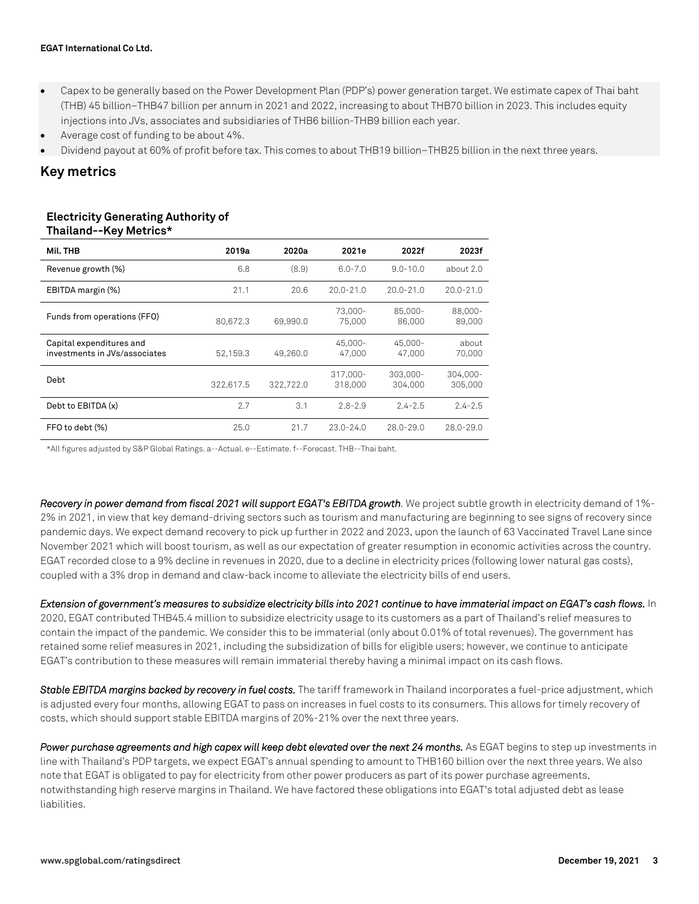- Capex to be generally based on the Power Development Plan (PDP's) power generation target. We estimate capex of Thai baht (THB) 45 billion–THB47 billion per annum in 2021 and 2022, increasing to about THB70 billion in 2023. This includes equity injections into JVs, associates and subsidiaries of THB6 billion-THB9 billion each year.
- Average cost of funding to be about 4%.
- Dividend payout at 60% of profit before tax. This comes to about THB19 billion–THB25 billion in the next three years.

## Key metrics

### Electricity Generating Authority of Thailand--Key Metrics*

| Mil. THB | 2019a | 2020a | 2021e | 2022f | 2023f |
|---|---|---|---|---|---|
| Revenue growth (%) | 6.8 | (8.9) | 6.0-7.0 | 9.0-10.0 | about 2.0 |
| EBITDA margin (%) | 21.1 | 20.6 | 20.0-21.0 | 20.0-21.0 | 20.0-21.0 |
| Funds from operations (FFO) | 80,672.3 | 69,990.0 | 73,000-75,000 | 85,000-86,000 | 88,000-89,000 |
| Capital expenditures and investments in JVs/associates | 52,159.3 | 49,260.0 | 45,000-47,000 | 45,000-47,000 | about 70,000 |
| Debt | 322,617.5 | 322,722.0 | 317,000-318,000 | 303,000-304,000 | 304,000-305,000 |
| Debt to EBITDA (x) | 2.7 | 3.1 | 2.8-2.9 | 2.4-2.5 | 2.4-2.5 |
| FFO to debt (%) | 25.0 | 21.7 | 23.0-24.0 | 28.0-29.0 | 28.0-29.0 |

*All figures adjusted by S&P Global Ratings. a--Actual. e--Estimate. f--Forecast. THB--Thai baht.

***Recovery in power demand from fiscal 2021 will support EGAT's EBITDA growth.*** We project subtle growth in electricity demand of 1%-2% in 2021, in view that key demand-driving sectors such as tourism and manufacturing are beginning to see signs of recovery since pandemic days. We expect demand recovery to pick up further in 2022 and 2023, upon the launch of 63 Vaccinated Travel Lane since November 2021 which will boost tourism, as well as our expectation of greater resumption in economic activities across the country. EGAT recorded close to a 9% decline in revenues in 2020, due to a decline in electricity prices (following lower natural gas costs), coupled with a 3% drop in demand and claw-back income to alleviate the electricity bills of end users.

***Extension of government's measures to subsidize electricity bills into 2021 continue to have immaterial impact on EGAT's cash flows.*** In 2020, EGAT contributed THB45.4 million to subsidize electricity usage to its customers as a part of Thailand's relief measures to contain the impact of the pandemic. We consider this to be immaterial (only about 0.01% of total revenues). The government has retained some relief measures in 2021, including the subsidization of bills for eligible users; however, we continue to anticipate EGAT's contribution to these measures will remain immaterial thereby having a minimal impact on its cash flows.

***Stable EBITDA margins backed by recovery in fuel costs.*** The tariff framework in Thailand incorporates a fuel-price adjustment, which is adjusted every four months, allowing EGAT to pass on increases in fuel costs to its consumers. This allows for timely recovery of costs, which should support stable EBITDA margins of 20%-21% over the next three years.

***Power purchase agreements and high capex will keep debt elevated over the next 24 months.*** As EGAT begins to step up investments in line with Thailand's PDP targets, we expect EGAT's annual spending to amount to THB160 billion over the next three years. We also note that EGAT is obligated to pay for electricity from other power producers as part of its power purchase agreements, notwithstanding high reserve margins in Thailand. We have factored these obligations into EGAT's total adjusted debt as lease liabilities.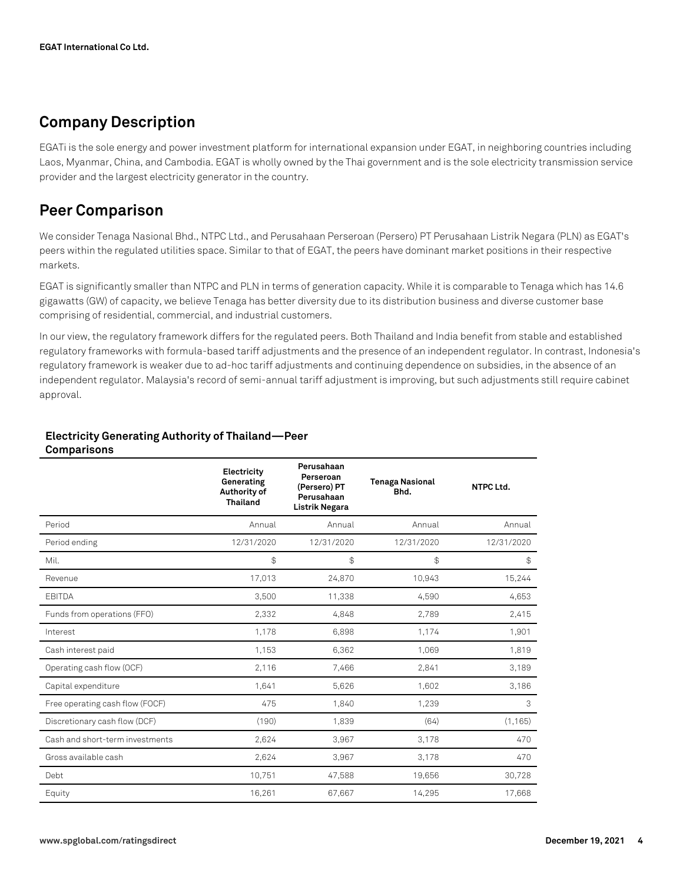## Company Description

EGATi is the sole energy and power investment platform for international expansion under EGAT, in neighboring countries including Laos, Myanmar, China, and Cambodia. EGAT is wholly owned by the Thai government and is the sole electricity transmission service provider and the largest electricity generator in the country.

## Peer Comparison

We consider Tenaga Nasional Bhd., NTPC Ltd., and Perusahaan Perseroan (Persero) PT Perusahaan Listrik Negara (PLN) as EGAT's peers within the regulated utilities space. Similar to that of EGAT, the peers have dominant market positions in their respective markets.

EGAT is significantly smaller than NTPC and PLN in terms of generation capacity. While it is comparable to Tenaga which has 14.6 gigawatts (GW) of capacity, we believe Tenaga has better diversity due to its distribution business and diverse customer base comprising of residential, commercial, and industrial customers.

In our view, the regulatory framework differs for the regulated peers. Both Thailand and India benefit from stable and established regulatory frameworks with formula-based tariff adjustments and the presence of an independent regulator. In contrast, Indonesia's regulatory framework is weaker due to ad-hoc tariff adjustments and continuing dependence on subsidies, in the absence of an independent regulator. Malaysia's record of semi-annual tariff adjustment is improving, but such adjustments still require cabinet approval.

**Electricity Generating Authority of Thailand—Peer Comparisons**

| | Electricity Generating Authority of Thailand | Perusahaan Perseroan (Persero) PT Perusahaan Listrik Negara | Tenaga Nasional Bhd. | NTPC Ltd. |
|---|---|---|---|---|
| Period | Annual | Annual | Annual | Annual |
| Period ending | 12/31/2020 | 12/31/2020 | 12/31/2020 | 12/31/2020 |
| Mil. | $ | $ | $ | $ |
| Revenue | 17,013 | 24,870 | 10,943 | 15,244 |
| EBITDA | 3,500 | 11,338 | 4,590 | 4,653 |
| Funds from operations (FFO) | 2,332 | 4,848 | 2,789 | 2,415 |
| Interest | 1,178 | 6,898 | 1,174 | 1,901 |
| Cash interest paid | 1,153 | 6,362 | 1,069 | 1,819 |
| Operating cash flow (OCF) | 2,116 | 7,466 | 2,841 | 3,189 |
| Capital expenditure | 1,641 | 5,626 | 1,602 | 3,186 |
| Free operating cash flow (FOCF) | 475 | 1,840 | 1,239 | 3 |
| Discretionary cash flow (DCF) | (190) | 1,839 | (64) | (1,165) |
| Cash and short-term investments | 2,624 | 3,967 | 3,178 | 470 |
| Gross available cash | 2,624 | 3,967 | 3,178 | 470 |
| Debt | 10,751 | 47,588 | 19,656 | 30,728 |
| Equity | 16,261 | 67,667 | 14,295 | 17,668 |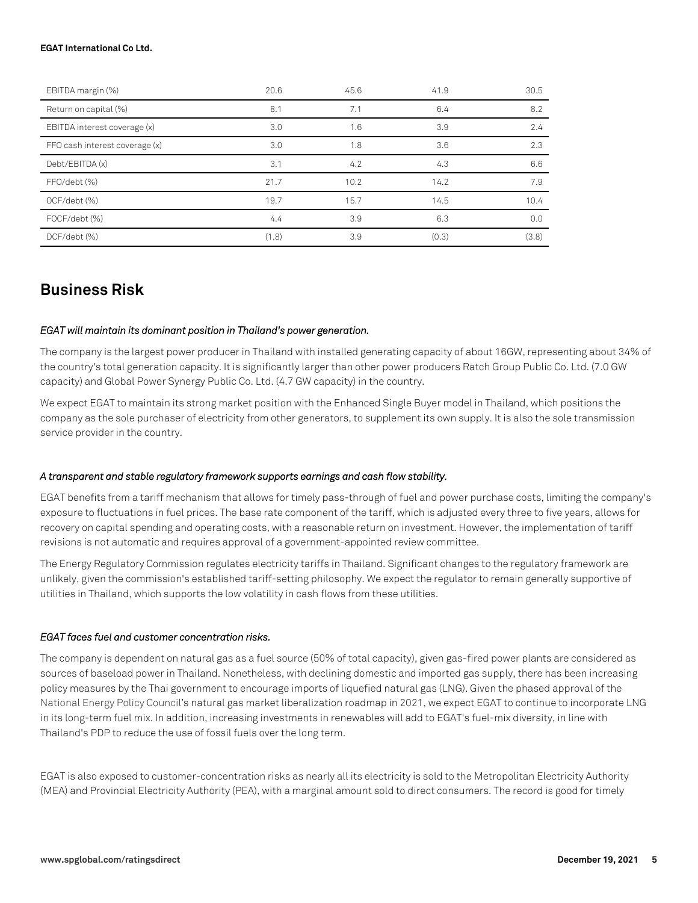| | | | | |
|---|---|---|---|---|
| EBITDA margin (%) | 20.6 | 45.6 | 41.9 | 30.5 |
| Return on capital (%) | 8.1 | 7.1 | 6.4 | 8.2 |
| EBITDA interest coverage (x) | 3.0 | 1.6 | 3.9 | 2.4 |
| FFO cash interest coverage (x) | 3.0 | 1.8 | 3.6 | 2.3 |
| Debt/EBITDA (x) | 3.1 | 4.2 | 4.3 | 6.6 |
| FFO/debt (%) | 21.7 | 10.2 | 14.2 | 7.9 |
| OCF/debt (%) | 19.7 | 15.7 | 14.5 | 10.4 |
| FOCF/debt (%) | 4.4 | 3.9 | 6.3 | 0.0 |
| DCF/debt (%) | (1.8) | 3.9 | (0.3) | (3.8) |

## Business Risk

*EGAT will maintain its dominant position in Thailand's power generation.*

The company is the largest power producer in Thailand with installed generating capacity of about 16GW, representing about 34% of the country's total generation capacity. It is significantly larger than other power producers Ratch Group Public Co. Ltd. (7.0 GW capacity) and Global Power Synergy Public Co. Ltd. (4.7 GW capacity) in the country.

We expect EGAT to maintain its strong market position with the Enhanced Single Buyer model in Thailand, which positions the company as the sole purchaser of electricity from other generators, to supplement its own supply. It is also the sole transmission service provider in the country.

*A transparent and stable regulatory framework supports earnings and cash flow stability.*

EGAT benefits from a tariff mechanism that allows for timely pass-through of fuel and power purchase costs, limiting the company's exposure to fluctuations in fuel prices. The base rate component of the tariff, which is adjusted every three to five years, allows for recovery on capital spending and operating costs, with a reasonable return on investment. However, the implementation of tariff revisions is not automatic and requires approval of a government-appointed review committee.

The Energy Regulatory Commission regulates electricity tariffs in Thailand. Significant changes to the regulatory framework are unlikely, given the commission's established tariff-setting philosophy. We expect the regulator to remain generally supportive of utilities in Thailand, which supports the low volatility in cash flows from these utilities.

*EGAT faces fuel and customer concentration risks.*

The company is dependent on natural gas as a fuel source (50% of total capacity), given gas-fired power plants are considered as sources of baseload power in Thailand. Nonetheless, with declining domestic and imported gas supply, there has been increasing policy measures by the Thai government to encourage imports of liquefied natural gas (LNG). Given the phased approval of the National Energy Policy Council's natural gas market liberalization roadmap in 2021, we expect EGAT to continue to incorporate LNG in its long-term fuel mix. In addition, increasing investments in renewables will add to EGAT's fuel-mix diversity, in line with Thailand's PDP to reduce the use of fossil fuels over the long term.

EGAT is also exposed to customer-concentration risks as nearly all its electricity is sold to the Metropolitan Electricity Authority (MEA) and Provincial Electricity Authority (PEA), with a marginal amount sold to direct consumers. The record is good for timely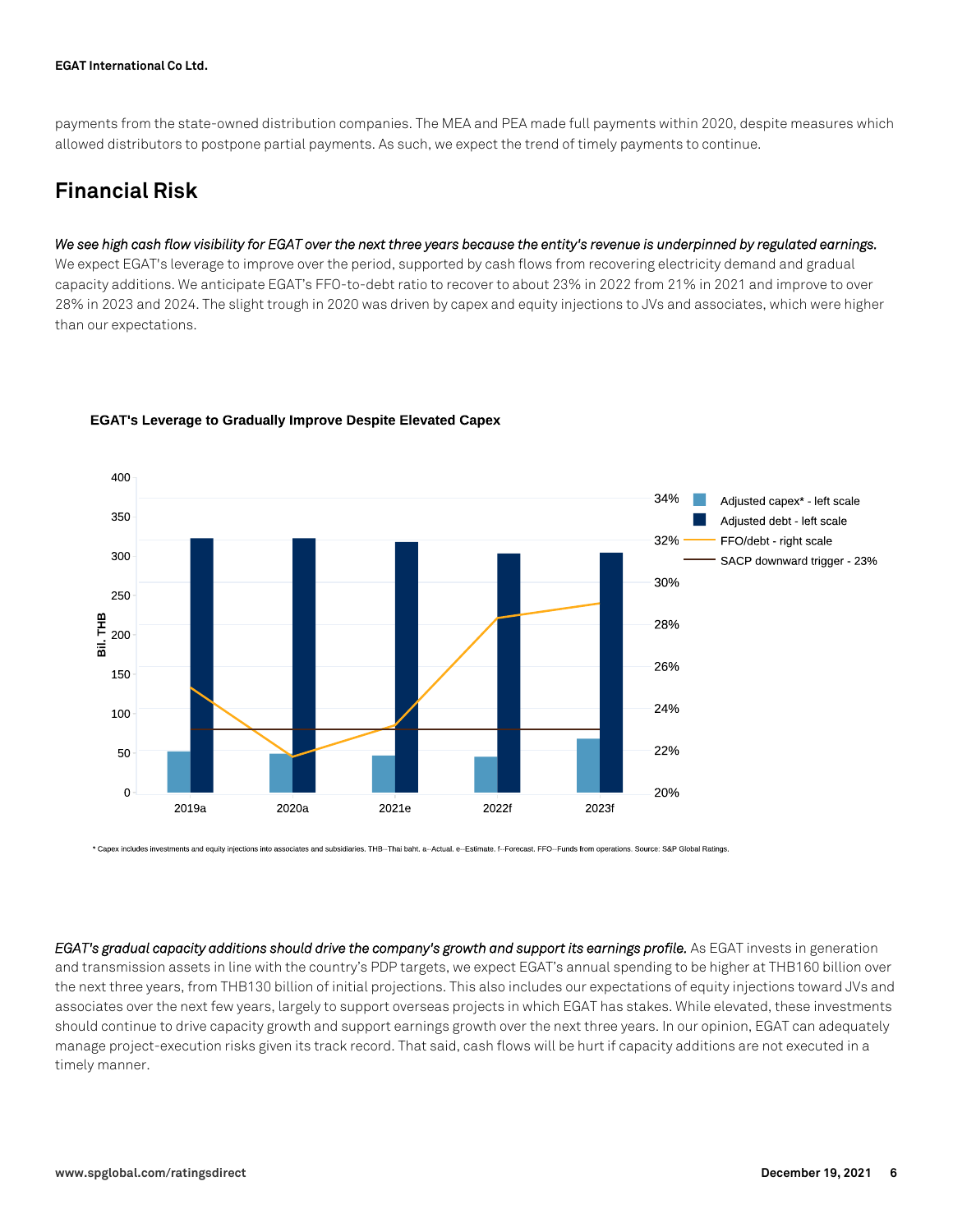payments from the state-owned distribution companies. The MEA and PEA made full payments within 2020, despite measures which allowed distributors to postpone partial payments. As such, we expect the trend of timely payments to continue.

## Financial Risk

*We see high cash flow visibility for EGAT over the next three years because the entity's revenue is underpinned by regulated earnings.* We expect EGAT's leverage to improve over the period, supported by cash flows from recovering electricity demand and gradual capacity additions. We anticipate EGAT's FFO-to-debt ratio to recover to about 23% in 2022 from 21% in 2021 and improve to over 28% in 2023 and 2024. The slight trough in 2020 was driven by capex and equity injections to JVs and associates, which were higher than our expectations.

**EGAT's Leverage to Gradually Improve Despite Elevated Capex**

* Capex includes investments and equity injections into associates and subsidiaries. THB--Thai baht. a--Actual. e--Estimate. f--Forecast. FFO--Funds from operations. Source: S&P Global Ratings.

*EGAT's gradual capacity additions should drive the company's growth and support its earnings profile.* As EGAT invests in generation and transmission assets in line with the country's PDP targets, we expect EGAT's annual spending to be higher at THB160 billion over the next three years, from THB130 billion of initial projections. This also includes our expectations of equity injections toward JVs and associates over the next few years, largely to support overseas projects in which EGAT has stakes. While elevated, these investments should continue to drive capacity growth and support earnings growth over the next three years. In our opinion, EGAT can adequately manage project-execution risks given its track record. That said, cash flows will be hurt if capacity additions are not executed in a timely manner.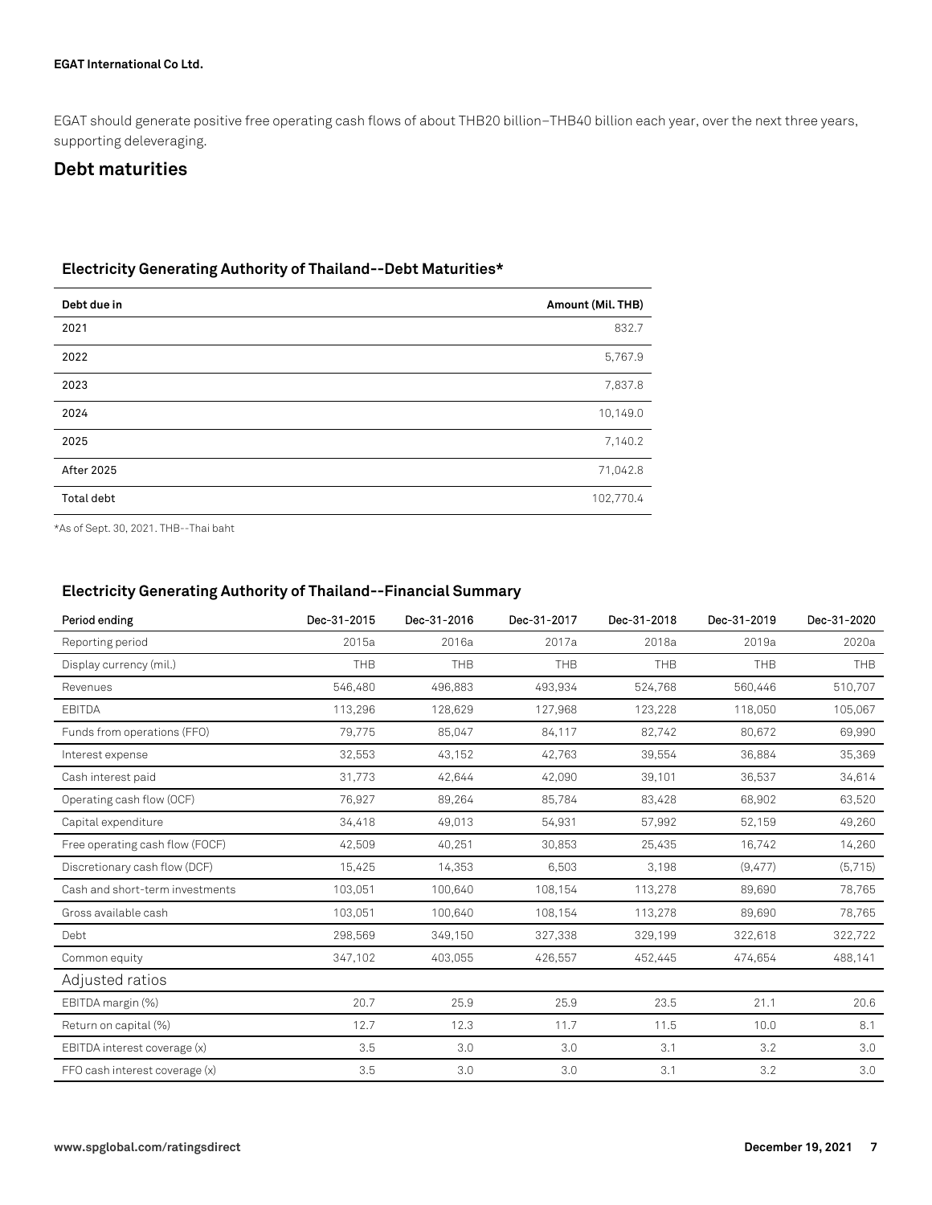EGAT should generate positive free operating cash flows of about THB20 billion–THB40 billion each year, over the next three years, supporting deleveraging.

## Debt maturities

### Electricity Generating Authority of Thailand--Debt Maturities*

| Debt due in | Amount (Mil. THB) |
|---|---|
| 2021 | 832.7 |
| 2022 | 5,767.9 |
| 2023 | 7,837.8 |
| 2024 | 10,149.0 |
| 2025 | 7,140.2 |
| After 2025 | 71,042.8 |
| Total debt | 102,770.4 |

*As of Sept. 30, 2021. THB--Thai baht

### Electricity Generating Authority of Thailand--Financial Summary

| Period ending | Dec-31-2015 | Dec-31-2016 | Dec-31-2017 | Dec-31-2018 | Dec-31-2019 | Dec-31-2020 |
|---|---|---|---|---|---|---|
| Reporting period | 2015a | 2016a | 2017a | 2018a | 2019a | 2020a |
| Display currency (mil.) | THB | THB | THB | THB | THB | THB |
| Revenues | 546,480 | 496,883 | 493,934 | 524,768 | 560,446 | 510,707 |
| EBITDA | 113,296 | 128,629 | 127,968 | 123,228 | 118,050 | 105,067 |
| Funds from operations (FFO) | 79,775 | 85,047 | 84,117 | 82,742 | 80,672 | 69,990 |
| Interest expense | 32,553 | 43,152 | 42,763 | 39,554 | 36,884 | 35,369 |
| Cash interest paid | 31,773 | 42,644 | 42,090 | 39,101 | 36,537 | 34,614 |
| Operating cash flow (OCF) | 76,927 | 89,264 | 85,784 | 83,428 | 68,902 | 63,520 |
| Capital expenditure | 34,418 | 49,013 | 54,931 | 57,992 | 52,159 | 49,260 |
| Free operating cash flow (FOCF) | 42,509 | 40,251 | 30,853 | 25,435 | 16,742 | 14,260 |
| Discretionary cash flow (DCF) | 15,425 | 14,353 | 6,503 | 3,198 | (9,477) | (5,715) |
| Cash and short-term investments | 103,051 | 100,640 | 108,154 | 113,278 | 89,690 | 78,765 |
| Gross available cash | 103,051 | 100,640 | 108,154 | 113,278 | 89,690 | 78,765 |
| Debt | 298,569 | 349,150 | 327,338 | 329,199 | 322,618 | 322,722 |
| Common equity | 347,102 | 403,055 | 426,557 | 452,445 | 474,654 | 488,141 |
| **Adjusted ratios** | | | | | | |
| EBITDA margin (%) | 20.7 | 25.9 | 25.9 | 23.5 | 21.1 | 20.6 |
| Return on capital (%) | 12.7 | 12.3 | 11.7 | 11.5 | 10.0 | 8.1 |
| EBITDA interest coverage (x) | 3.5 | 3.0 | 3.0 | 3.1 | 3.2 | 3.0 |
| FFO cash interest coverage (x) | 3.5 | 3.0 | 3.0 | 3.1 | 3.2 | 3.0 |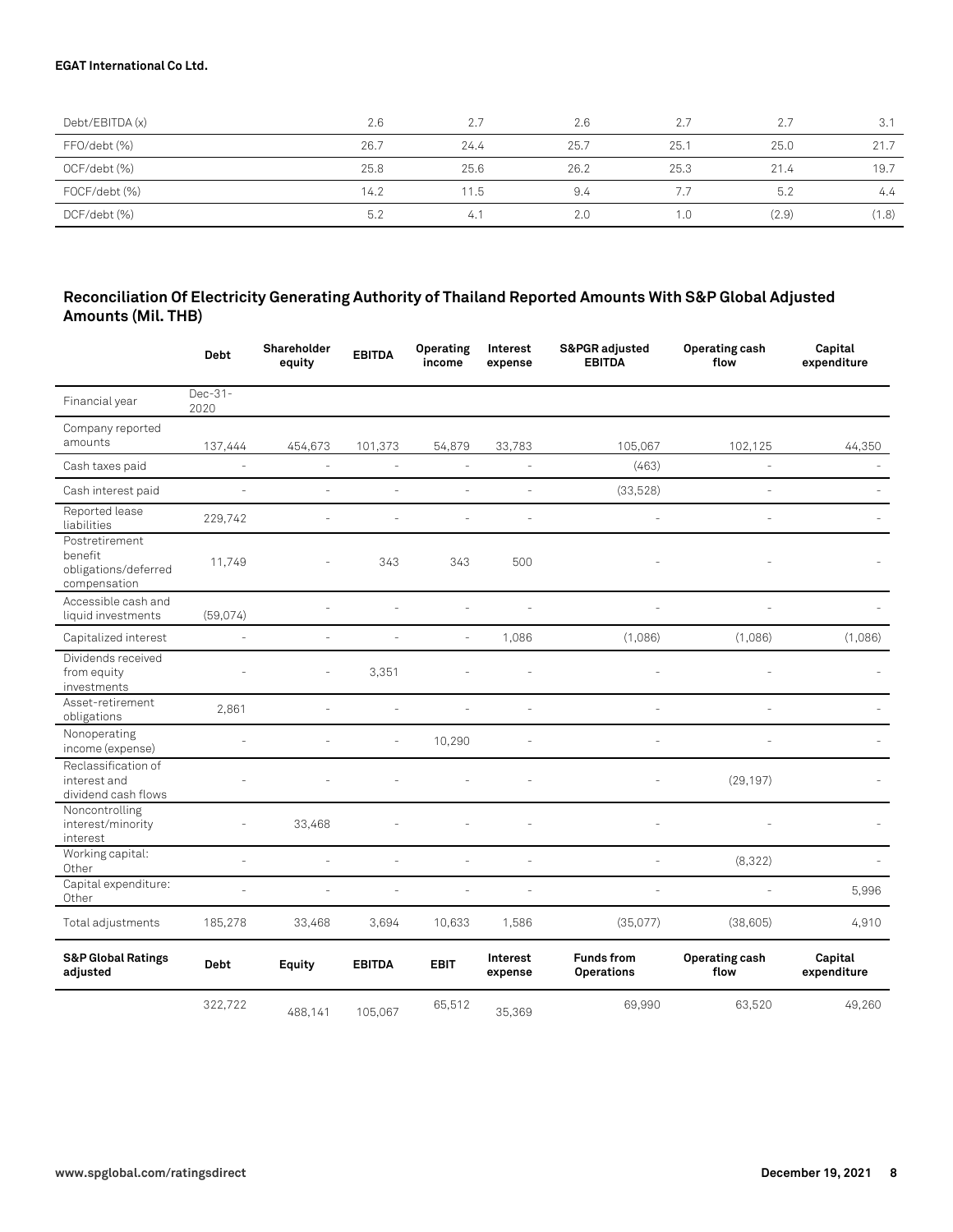| Debt/EBITDA (x) | 2.6 | 2.7 | 2.6 | 2.7 | 2.7 | 3.1 |
|---|---|---|---|---|---|---|
| FFO/debt (%) | 26.7 | 24.4 | 25.7 | 25.1 | 25.0 | 21.7 |
| OCF/debt (%) | 25.8 | 25.6 | 26.2 | 25.3 | 21.4 | 19.7 |
| FOCF/debt (%) | 14.2 | 11.5 | 9.4 | 7.7 | 5.2 | 4.4 |
| DCF/debt (%) | 5.2 | 4.1 | 2.0 | 1.0 | (2.9) | (1.8) |

## Reconciliation Of Electricity Generating Authority of Thailand Reported Amounts With S&P Global Adjusted Amounts (Mil. THB)

| | Debt | Shareholder equity | EBITDA | Operating income | Interest expense | S&PGR adjusted EBITDA | Operating cash flow | Capital expenditure |
|---|---|---|---|---|---|---|---|---|
| Financial year | Dec-31-2020 | | | | | | | |
| Company reported amounts | 137,444 | 454,673 | 101,373 | 54,879 | 33,783 | 105,067 | 102,125 | 44,350 |
| Cash taxes paid | - | - | - | - | - | (463) | - | - |
| Cash interest paid | - | - | - | - | - | (33,528) | - | - |
| Reported lease liabilities | 229,742 | - | - | - | - | - | - | - |
| Postretirement benefit obligations/deferred compensation | 11,749 | - | 343 | 343 | 500 | - | - | - |
| Accessible cash and liquid investments | (59,074) | - | - | - | - | - | - | - |
| Capitalized interest | - | - | - | - | 1,086 | (1,086) | (1,086) | (1,086) |
| Dividends received from equity investments | - | - | 3,351 | - | - | - | - | - |
| Asset-retirement obligations | 2,861 | - | - | - | - | - | - | - |
| Nonoperating income (expense) | - | - | - | 10,290 | - | - | - | - |
| Reclassification of interest and dividend cash flows | - | - | - | - | - | - | (29,197) | - |
| Noncontrolling interest/minority interest | - | 33,468 | - | - | - | - | - | - |
| Working capital: Other | - | - | - | - | - | - | (8,322) | - |
| Capital expenditure: Other | - | - | - | - | - | - | - | 5,996 |
| Total adjustments | 185,278 | 33,468 | 3,694 | 10,633 | 1,586 | (35,077) | (38,605) | 4,910 |
| **S&P Global Ratings adjusted** | **Debt** | **Equity** | **EBITDA** | **EBIT** | **Interest expense** | **Funds from Operations** | **Operating cash flow** | **Capital expenditure** |
| | 322,722 | 488,141 | 105,067 | 65,512 | 35,369 | 69,990 | 63,520 | 49,260 |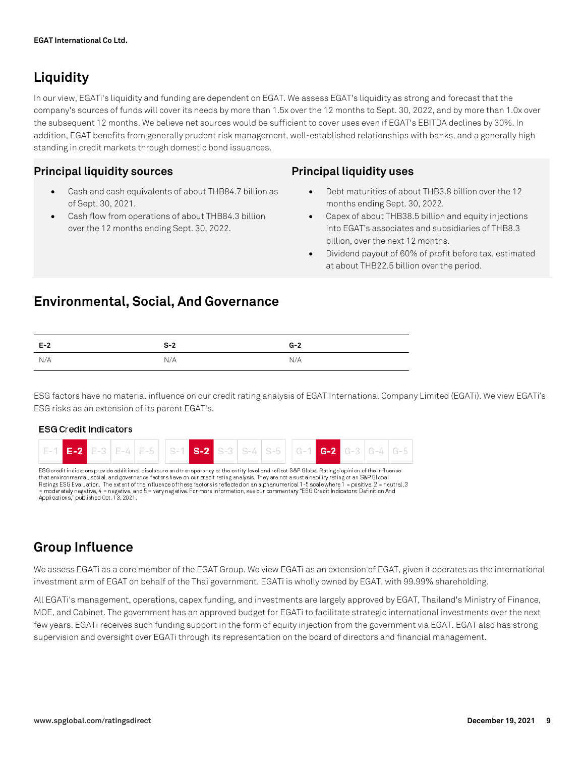## Liquidity

In our view, EGATi's liquidity and funding are dependent on EGAT. We assess EGAT's liquidity as strong and forecast that the company's sources of funds will cover its needs by more than 1.5x over the 12 months to Sept. 30, 2022, and by more than 1.0x over the subsequent 12 months. We believe net sources would be sufficient to cover uses even if EGAT's EBITDA declines by 30%. In addition, EGAT benefits from generally prudent risk management, well-established relationships with banks, and a generally high standing in credit markets through domestic bond issuances.

### Principal liquidity sources

- Cash and cash equivalents of about THB84.7 billion as of Sept. 30, 2021.
- Cash flow from operations of about THB84.3 billion over the 12 months ending Sept. 30, 2022.

### Principal liquidity uses

- Debt maturities of about THB3.8 billion over the 12 months ending Sept. 30, 2022.
- Capex of about THB38.5 billion and equity injections into EGAT's associates and subsidiaries of THB8.3 billion, over the next 12 months.
- Dividend payout of 60% of profit before tax, estimated at about THB22.5 billion over the period.

## Environmental, Social, And Governance

| E-2 | S-2 | G-2 |
|---|---|---|
| N/A | N/A | N/A |

ESG factors have no material influence on our credit rating analysis of EGAT International Company Limited (EGATi). We view EGATi's ESG risks as an extension of its parent EGAT's.

**ESG Credit Indicators**

| E-1 | **E-2** | E-3 | E-4 | E-5 | S-1 | **S-2** | S-3 | S-4 | S-5 | G-1 | **G-2** | G-3 | G-4 | G-5 |
|---|---|---|---|---|---|---|---|---|---|---|---|---|---|---|

ESG credit indicators provide additional disclosure and transparency at the entity level and reflect S&P Global Ratings' opinion of the influence that environmental, social, and governance factors have on our credit rating analysis. They are not a sustainability rating or an S&P Global Ratings ESG Evaluation. The extent of the influence of these factors is reflected on an alphanumerical 1-5 scale where 1 = positive, 2 = neutral, 3 = moderately negative, 4 = negative, and 5 = very negative. For more information, see our commentary "ESG Credit Indicators: Definition And Applications," published Oct. 13, 2021.

## Group Influence

We assess EGATi as a core member of the EGAT Group. We view EGATi as an extension of EGAT, given it operates as the international investment arm of EGAT on behalf of the Thai government. EGATi is wholly owned by EGAT, with 99.99% shareholding.

All EGATi's management, operations, capex funding, and investments are largely approved by EGAT, Thailand's Ministry of Finance, MOE, and Cabinet. The government has an approved budget for EGATi to facilitate strategic international investments over the next few years. EGATi receives such funding support in the form of equity injection from the government via EGAT. EGAT also has strong supervision and oversight over EGATi through its representation on the board of directors and financial management.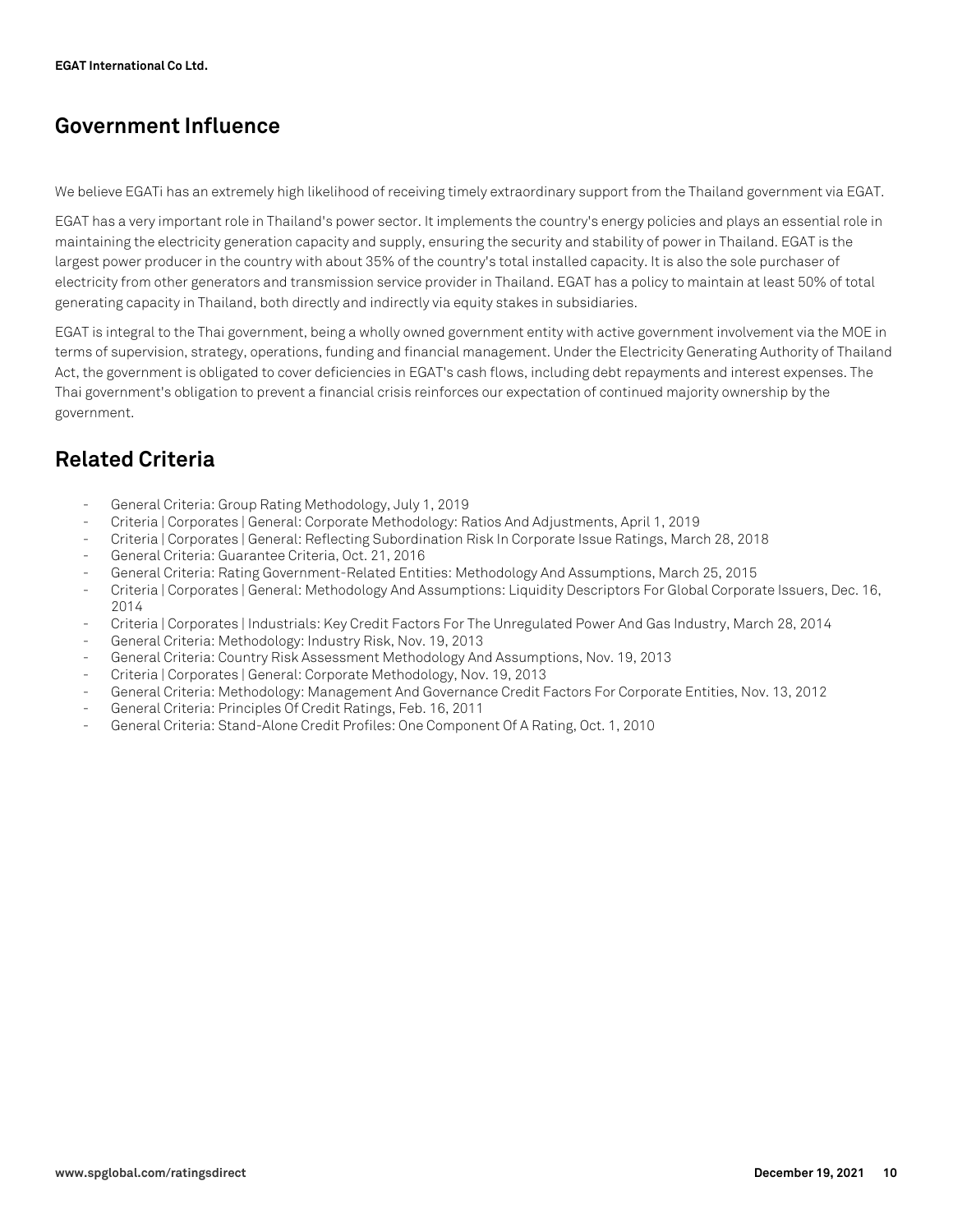## Government Influence

We believe EGATi has an extremely high likelihood of receiving timely extraordinary support from the Thailand government via EGAT.

EGAT has a very important role in Thailand's power sector. It implements the country's energy policies and plays an essential role in maintaining the electricity generation capacity and supply, ensuring the security and stability of power in Thailand. EGAT is the largest power producer in the country with about 35% of the country's total installed capacity. It is also the sole purchaser of electricity from other generators and transmission service provider in Thailand. EGAT has a policy to maintain at least 50% of total generating capacity in Thailand, both directly and indirectly via equity stakes in subsidiaries.

EGAT is integral to the Thai government, being a wholly owned government entity with active government involvement via the MOE in terms of supervision, strategy, operations, funding and financial management. Under the Electricity Generating Authority of Thailand Act, the government is obligated to cover deficiencies in EGAT's cash flows, including debt repayments and interest expenses. The Thai government's obligation to prevent a financial crisis reinforces our expectation of continued majority ownership by the government.

## Related Criteria

- General Criteria: Group Rating Methodology, July 1, 2019
- Criteria | Corporates | General: Corporate Methodology: Ratios And Adjustments, April 1, 2019
- Criteria | Corporates | General: Reflecting Subordination Risk In Corporate Issue Ratings, March 28, 2018
- General Criteria: Guarantee Criteria, Oct. 21, 2016
- General Criteria: Rating Government-Related Entities: Methodology And Assumptions, March 25, 2015
- Criteria | Corporates | General: Methodology And Assumptions: Liquidity Descriptors For Global Corporate Issuers, Dec. 16, 2014
- Criteria | Corporates | Industrials: Key Credit Factors For The Unregulated Power And Gas Industry, March 28, 2014
- General Criteria: Methodology: Industry Risk, Nov. 19, 2013
- General Criteria: Country Risk Assessment Methodology And Assumptions, Nov. 19, 2013
- Criteria | Corporates | General: Corporate Methodology, Nov. 19, 2013
- General Criteria: Methodology: Management And Governance Credit Factors For Corporate Entities, Nov. 13, 2012
- General Criteria: Principles Of Credit Ratings, Feb. 16, 2011
- General Criteria: Stand-Alone Credit Profiles: One Component Of A Rating, Oct. 1, 2010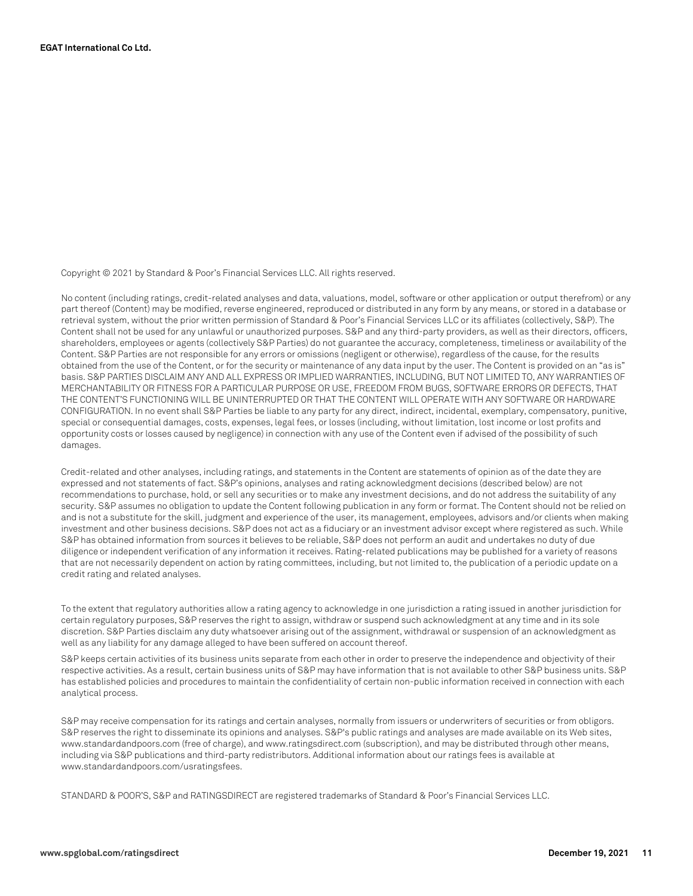Copyright © 2021 by Standard & Poor's Financial Services LLC. All rights reserved.

No content (including ratings, credit-related analyses and data, valuations, model, software or other application or output therefrom) or any part thereof (Content) may be modified, reverse engineered, reproduced or distributed in any form by any means, or stored in a database or retrieval system, without the prior written permission of Standard & Poor's Financial Services LLC or its affiliates (collectively, S&P). The Content shall not be used for any unlawful or unauthorized purposes. S&P and any third-party providers, as well as their directors, officers, shareholders, employees or agents (collectively S&P Parties) do not guarantee the accuracy, completeness, timeliness or availability of the Content. S&P Parties are not responsible for any errors or omissions (negligent or otherwise), regardless of the cause, for the results obtained from the use of the Content, or for the security or maintenance of any data input by the user. The Content is provided on an "as is" basis. S&P PARTIES DISCLAIM ANY AND ALL EXPRESS OR IMPLIED WARRANTIES, INCLUDING, BUT NOT LIMITED TO, ANY WARRANTIES OF MERCHANTABILITY OR FITNESS FOR A PARTICULAR PURPOSE OR USE, FREEDOM FROM BUGS, SOFTWARE ERRORS OR DEFECTS, THAT THE CONTENT'S FUNCTIONING WILL BE UNINTERRUPTED OR THAT THE CONTENT WILL OPERATE WITH ANY SOFTWARE OR HARDWARE CONFIGURATION. In no event shall S&P Parties be liable to any party for any direct, indirect, incidental, exemplary, compensatory, punitive, special or consequential damages, costs, expenses, legal fees, or losses (including, without limitation, lost income or lost profits and opportunity costs or losses caused by negligence) in connection with any use of the Content even if advised of the possibility of such damages.

Credit-related and other analyses, including ratings, and statements in the Content are statements of opinion as of the date they are expressed and not statements of fact. S&P's opinions, analyses and rating acknowledgment decisions (described below) are not recommendations to purchase, hold, or sell any securities or to make any investment decisions, and do not address the suitability of any security. S&P assumes no obligation to update the Content following publication in any form or format. The Content should not be relied on and is not a substitute for the skill, judgment and experience of the user, its management, employees, advisors and/or clients when making investment and other business decisions. S&P does not act as a fiduciary or an investment advisor except where registered as such. While S&P has obtained information from sources it believes to be reliable, S&P does not perform an audit and undertakes no duty of due diligence or independent verification of any information it receives. Rating-related publications may be published for a variety of reasons that are not necessarily dependent on action by rating committees, including, but not limited to, the publication of a periodic update on a credit rating and related analyses.

To the extent that regulatory authorities allow a rating agency to acknowledge in one jurisdiction a rating issued in another jurisdiction for certain regulatory purposes, S&P reserves the right to assign, withdraw or suspend such acknowledgment at any time and in its sole discretion. S&P Parties disclaim any duty whatsoever arising out of the assignment, withdrawal or suspension of an acknowledgment as well as any liability for any damage alleged to have been suffered on account thereof.

S&P keeps certain activities of its business units separate from each other in order to preserve the independence and objectivity of their respective activities. As a result, certain business units of S&P may have information that is not available to other S&P business units. S&P has established policies and procedures to maintain the confidentiality of certain non-public information received in connection with each analytical process.

S&P may receive compensation for its ratings and certain analyses, normally from issuers or underwriters of securities or from obligors. S&P reserves the right to disseminate its opinions and analyses. S&P's public ratings and analyses are made available on its Web sites, www.standardandpoors.com (free of charge), and www.ratingsdirect.com (subscription), and may be distributed through other means, including via S&P publications and third-party redistributors. Additional information about our ratings fees is available at www.standardandpoors.com/usratingsfees.

STANDARD & POOR'S, S&P and RATINGSDIRECT are registered trademarks of Standard & Poor's Financial Services LLC.